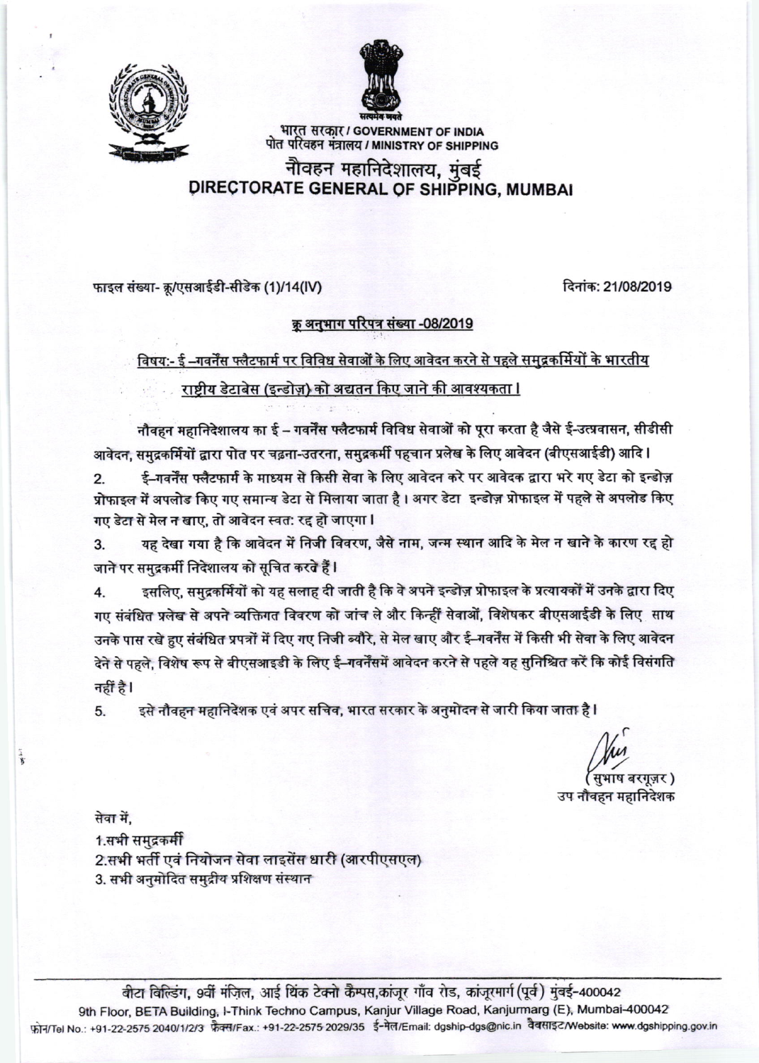भारत सरकार / GOVERNMENT OF INDIA
पोत परिवहन मंत्रालय / MINISTRY OF SHIPPING

# नौवहन महानिदेशालय, मुंबई
# DIRECTORATE GENERAL OF SHIPPING, MUMBAI

फाइल संख्या- क्रू/एसआईडी-सीडेक (1)/14(IV)

दिनांक: 21/08/2019

**क्रू अनुभाग परिपत्र संख्या -08/2019**

**विषय:- ई –गवर्नेंस फ्लैटफार्म पर विविध सेवाओं के लिए आवेदन करने से पहले समुद्रकर्मियों के भारतीय राष्ट्रीय डेटाबेस (इन्डोज़) को अद्यतन किए जाने की आवश्यकता।**

नौवहन महानिदेशालय का ई – गवर्नेंस फ्लैटफार्म विविध सेवाओं को पूरा करता है जैसे ई-उत्प्रवासन, सीडीसी आवेदन, समुद्रकर्मियों द्वारा पोत पर चढ़ना-उतरना, समुद्रकर्मी पहचान प्रलेख के लिए आवेदन (बीएसआईडी) आदि।

2. ई–गवर्नेंस फ्लैटफार्म के माध्यम से किसी सेवा के लिए आवेदन करे पर आवेदक द्वारा भरे गए डेटा को इन्डोज़ प्रोफाइल में अपलोड किए गए समान्य डेटा से मिलाया जाता है। अगर डेटा इन्डोज़ प्रोफाइल में पहले से अपलोड किए गए डेटा से मेल न खाए, तो आवेदन स्वत: रद्द हो जाएगा।

3. यह देखा गया है कि आवेदन में निजी विवरण, जैसे नाम, जन्म स्थान आदि के मेल न खाने के कारण रद्द हो जाने पर समुद्रकर्मी निदेशालय को सूचित करते हैं।

4. इसलिए, समुद्रकर्मियों को यह सलाह दी जाती है कि वे अपने इन्डोज़ प्रोफाइल के प्रत्यायकों में उनके द्वारा दिए गए संबंधित प्रलेख से अपने व्यक्तिगत विवरण को जांच ले और किन्हीं सेवाओं, विशेषकर बीएसआईडी के लिए साथ उनके पास रखे हुए संबंधित प्रपत्रों में दिए गए निजी ब्यौरे, से मेल खाए और ई–गवर्नेंस में किसी भी सेवा के लिए आवेदन देने से पहले, विशेष रूप से बीएसआइडी के लिए ई–गवर्नेंसमें आवेदन करने से पहले यह सुनिश्चित करें कि कोई विसंगति नहीं है।

5. इसे नौवहन महानिदेशक एवं अपर सचिव, भारत सरकार के अनुमोदन से जारी किया जाता है।

(सुभाष बरगूज़र)
उप नौवहन महानिदेशक

सेवा में,

1. सभी समुद्रकर्मी
2. सभी भर्ती एवं नियोजन सेवा लाइसेंस धारी (आरपीएसएल)
3. सभी अनुमोदित समुद्रीय प्रशिक्षण संस्थान

बीटा बिल्डिंग, 9वीं मंज़िल, आई थिंक टेक्नो कैम्पस, कांजूर गाँव रोड, कांजूरमार्ग (पूर्व) मुंबई-400042
9th Floor, BETA Building, I-Think Techno Campus, Kanjur Village Road, Kanjurmarg (E), Mumbai-400042
फ़ोन/Tel No.: +91-22-2575 2040/1/2/3 फ़ैक्स/Fax.: +91-22-2575 2029/35 ई-मेल/Email: dgship-dgs@nic.in वैबसाइट/Website: www.dgshipping.gov.in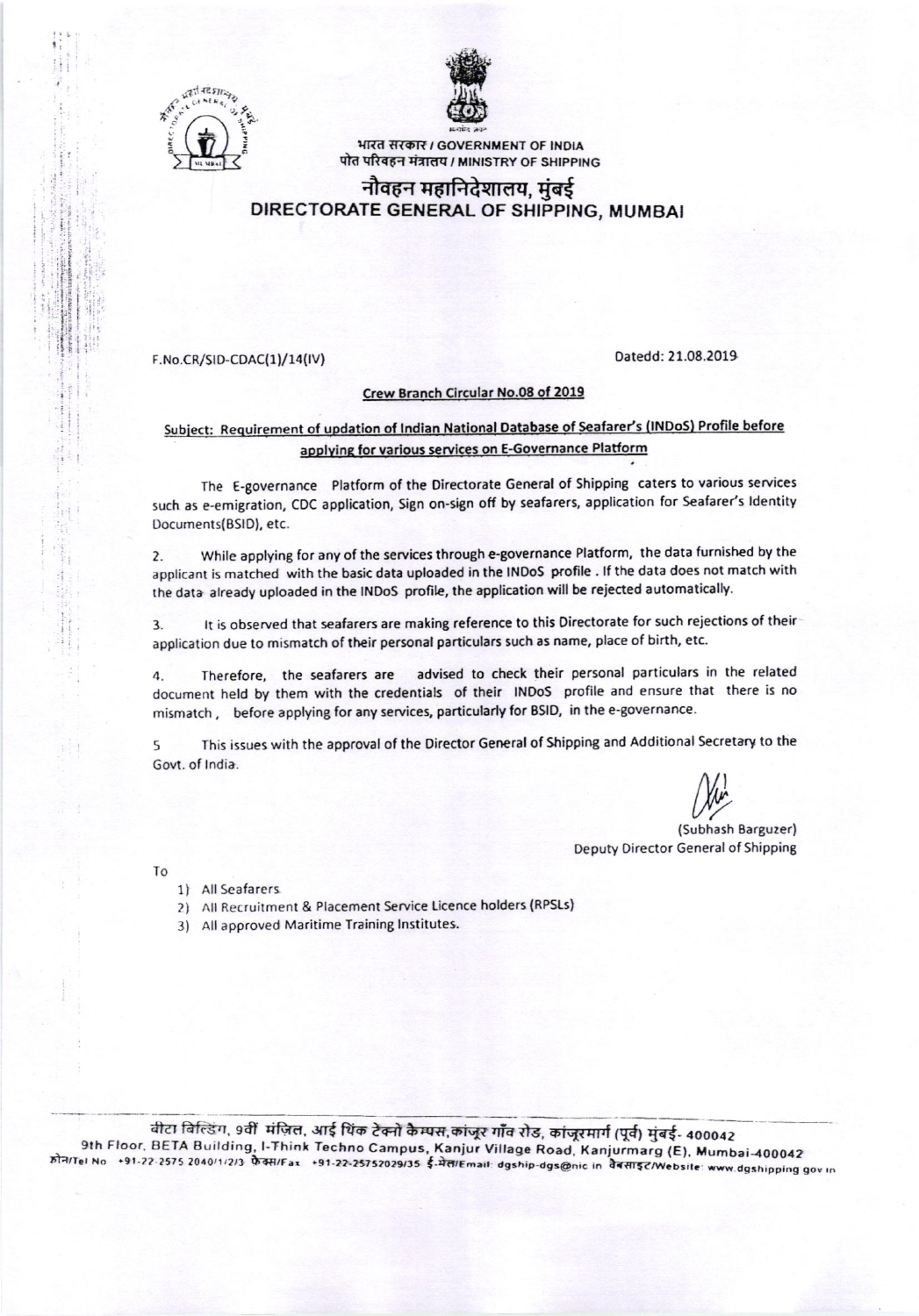भारत सरकार / GOVERNMENT OF INDIA
पोत परिवहन मंत्रालय / MINISTRY OF SHIPPING

# नौवहन महानिदेशालय, मुंबई
# DIRECTORATE GENERAL OF SHIPPING, MUMBAI

F.No.CR/SID-CDAC(1)/14(IV)

Datedd: 21.08.2019

**Crew Branch Circular No.08 of 2019**

**Subject: Requirement of updation of Indian National Database of Seafarer's (INDoS) Profile before applying for various services on E-Governance Platform**

The E-governance Platform of the Directorate General of Shipping caters to various services such as e-emigration, CDC application, Sign on-sign off by seafarers, application for Seafarer's Identity Documents(BSID), etc.

2. While applying for any of the services through e-governance Platform, the data furnished by the applicant is matched with the basic data uploaded in the INDoS profile . If the data does not match with the data already uploaded in the INDoS profile, the application will be rejected automatically.

3. It is observed that seafarers are making reference to this Directorate for such rejections of their application due to mismatch of their personal particulars such as name, place of birth, etc.

4. Therefore, the seafarers are advised to check their personal particulars in the related document held by them with the credentials of their INDoS profile and ensure that there is no mismatch , before applying for any services, particularly for BSID, in the e-governance.

5 This issues with the approval of the Director General of Shipping and Additional Secretary to the Govt. of India.

(Subhash Barguzer)
Deputy Director General of Shipping

To

1) All Seafarers.
2) All Recruitment & Placement Service Licence holders (RPSLs)
3) All approved Maritime Training Institutes.

बीटा बिल्डिंग, 9वीं मंज़िल, आई थिंक टेक्नो कैम्पस, कांजूर गाँव रोड, कांजूरमार्ग (पूर्व) मुंबई- 400042
9th Floor, BETA Building, I-Think Techno Campus, Kanjur Village Road, Kanjurmarg (E), Mumbai-400042
फोन/Tel No +91-22-2575 2040/1/2/3 फैक्स/Fax +91-22-25752029/35 ई-मेल/Email: dgship-dgs@nic.in वेबसाइट/Website: www.dgshipping.gov.in